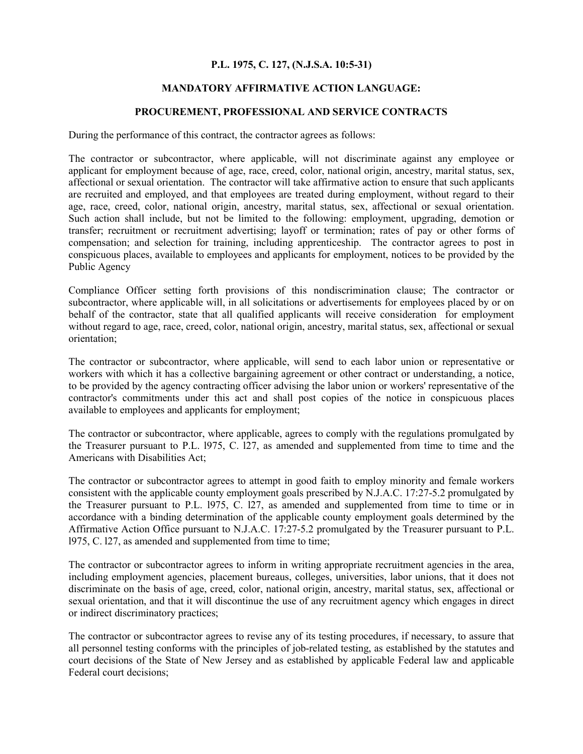**P.L. 1975, C. 127, (N.J.S.A. 10:5-31)**

**MANDATORY AFFIRMATIVE ACTION LANGUAGE:**

**PROCUREMENT, PROFESSIONAL AND SERVICE CONTRACTS**

During the performance of this contract, the contractor agrees as follows:

The contractor or subcontractor, where applicable, will not discriminate against any employee or applicant for employment because of age, race, creed, color, national origin, ancestry, marital status, sex, affectional or sexual orientation. The contractor will take affirmative action to ensure that such applicants are recruited and employed, and that employees are treated during employment, without regard to their age, race, creed, color, national origin, ancestry, marital status, sex, affectional or sexual orientation. Such action shall include, but not be limited to the following: employment, upgrading, demotion or transfer; recruitment or recruitment advertising; layoff or termination; rates of pay or other forms of compensation; and selection for training, including apprenticeship. The contractor agrees to post in conspicuous places, available to employees and applicants for employment, notices to be provided by the Public Agency

Compliance Officer setting forth provisions of this nondiscrimination clause; The contractor or subcontractor, where applicable will, in all solicitations or advertisements for employees placed by or on behalf of the contractor, state that all qualified applicants will receive consideration for employment without regard to age, race, creed, color, national origin, ancestry, marital status, sex, affectional or sexual orientation;

The contractor or subcontractor, where applicable, will send to each labor union or representative or workers with which it has a collective bargaining agreement or other contract or understanding, a notice, to be provided by the agency contracting officer advising the labor union or workers' representative of the contractor's commitments under this act and shall post copies of the notice in conspicuous places available to employees and applicants for employment;

The contractor or subcontractor, where applicable, agrees to comply with the regulations promulgated by the Treasurer pursuant to P.L. l975, C. l27, as amended and supplemented from time to time and the Americans with Disabilities Act;

The contractor or subcontractor agrees to attempt in good faith to employ minority and female workers consistent with the applicable county employment goals prescribed by N.J.A.C. 17:27-5.2 promulgated by the Treasurer pursuant to P.L. l975, C. l27, as amended and supplemented from time to time or in accordance with a binding determination of the applicable county employment goals determined by the Affirmative Action Office pursuant to N.J.A.C. 17:27-5.2 promulgated by the Treasurer pursuant to P.L. l975, C. l27, as amended and supplemented from time to time;

The contractor or subcontractor agrees to inform in writing appropriate recruitment agencies in the area, including employment agencies, placement bureaus, colleges, universities, labor unions, that it does not discriminate on the basis of age, creed, color, national origin, ancestry, marital status, sex, affectional or sexual orientation, and that it will discontinue the use of any recruitment agency which engages in direct or indirect discriminatory practices;

The contractor or subcontractor agrees to revise any of its testing procedures, if necessary, to assure that all personnel testing conforms with the principles of job-related testing, as established by the statutes and court decisions of the State of New Jersey and as established by applicable Federal law and applicable Federal court decisions;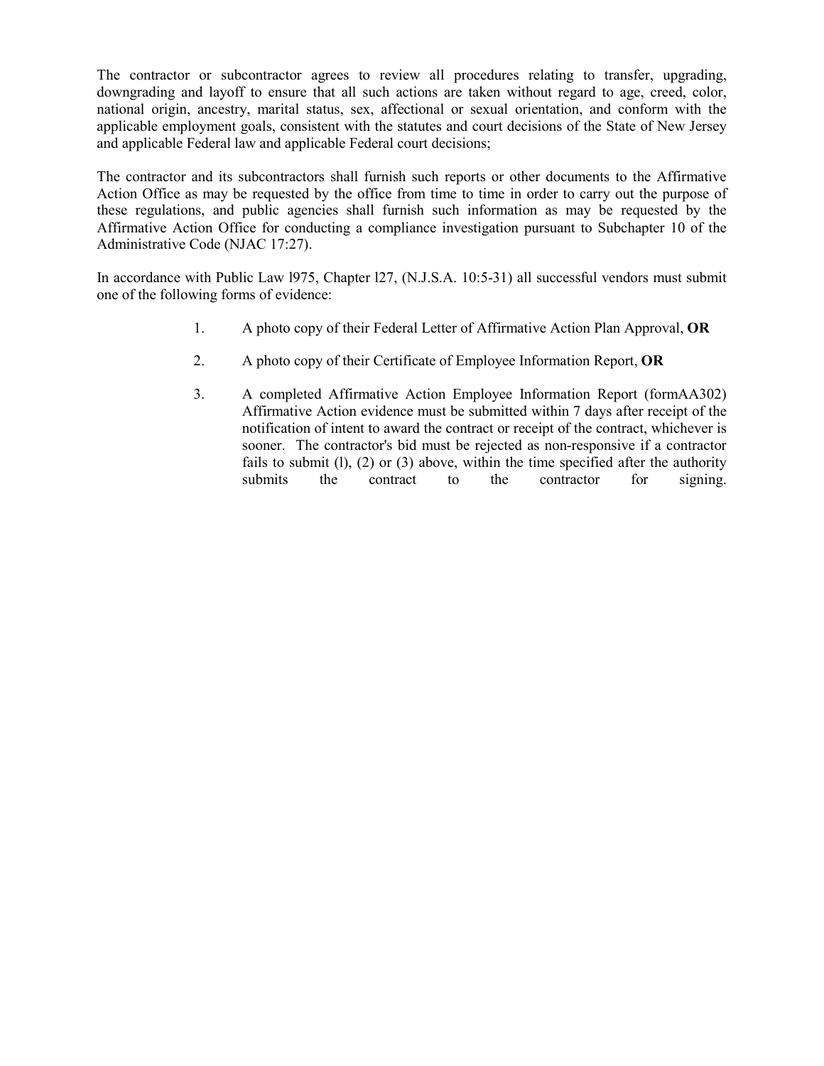The contractor or subcontractor agrees to review all procedures relating to transfer, upgrading, downgrading and layoff to ensure that all such actions are taken without regard to age, creed, color, national origin, ancestry, marital status, sex, affectional or sexual orientation, and conform with the applicable employment goals, consistent with the statutes and court decisions of the State of New Jersey and applicable Federal law and applicable Federal court decisions;

The contractor and its subcontractors shall furnish such reports or other documents to the Affirmative Action Office as may be requested by the office from time to time in order to carry out the purpose of these regulations, and public agencies shall furnish such information as may be requested by the Affirmative Action Office for conducting a compliance investigation pursuant to Subchapter 10 of the Administrative Code (NJAC 17:27).

In accordance with Public Law l975, Chapter l27, (N.J.S.A. 10:5-31) all successful vendors must submit one of the following forms of evidence:

1. A photo copy of their Federal Letter of Affirmative Action Plan Approval, **OR**

2. A photo copy of their Certificate of Employee Information Report, **OR**

3. A completed Affirmative Action Employee Information Report (formAA302) Affirmative Action evidence must be submitted within 7 days after receipt of the notification of intent to award the contract or receipt of the contract, whichever is sooner. The contractor's bid must be rejected as non-responsive if a contractor fails to submit (l), (2) or (3) above, within the time specified after the authority submits the contract to the contractor for signing.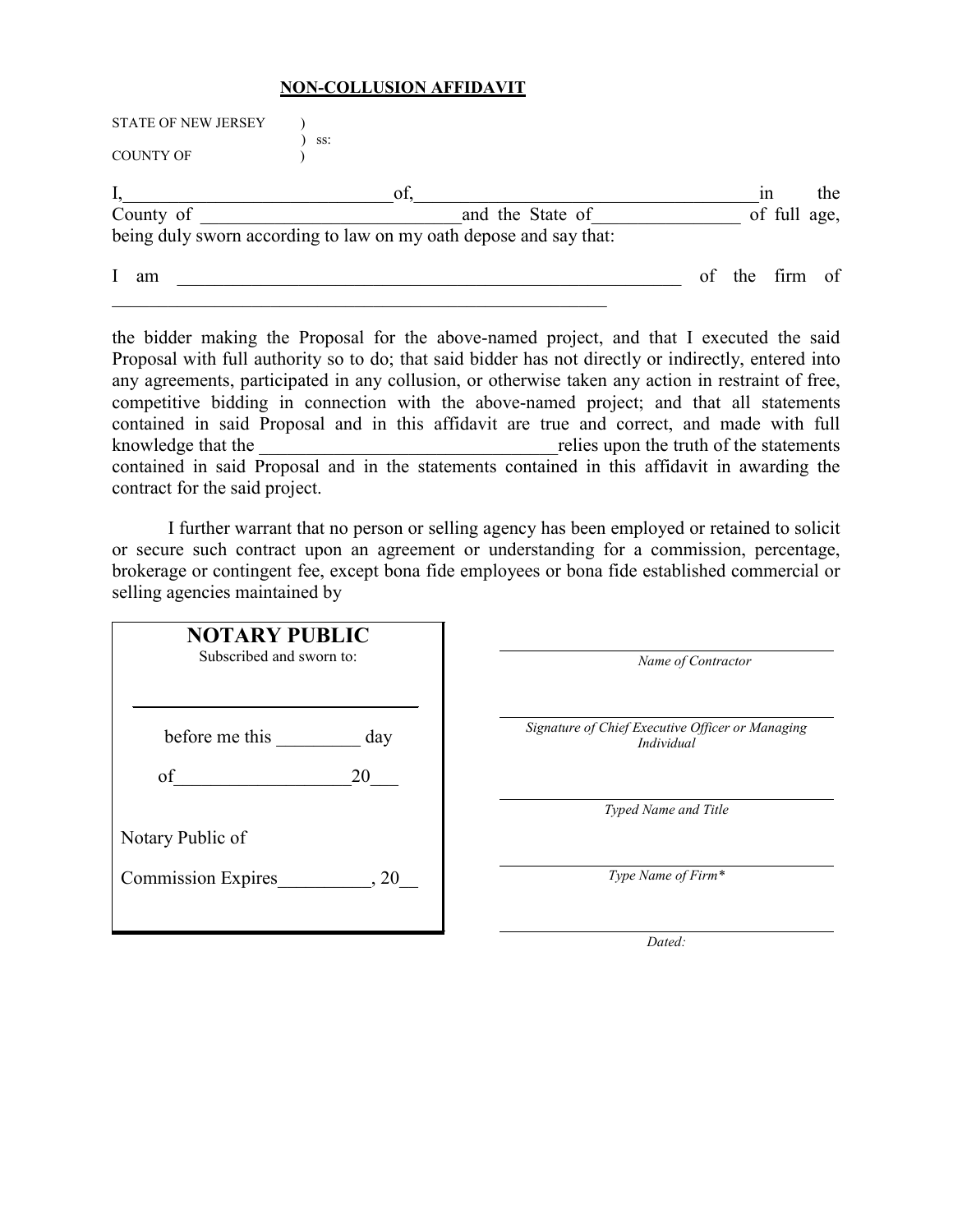## NON-COLLUSION AFFIDAVIT

STATE OF NEW JERSEY )
) ss:
COUNTY OF )

I,_____________________________of,_____________________________________in the County of ____________________________and the State of________________ of full age, being duly sworn according to law on my oath depose and say that:

I am ________________________________________________________ of the firm of ________________________________________________________

the bidder making the Proposal for the above-named project, and that I executed the said Proposal with full authority so to do; that said bidder has not directly or indirectly, entered into any agreements, participated in any collusion, or otherwise taken any action in restraint of free, competitive bidding in connection with the above-named project; and that all statements contained in said Proposal and in this affidavit are true and correct, and made with full knowledge that the ________________________________relies upon the truth of the statements contained in said Proposal and in the statements contained in this affidavit in awarding the contract for the said project.

I further warrant that no person or selling agency has been employed or retained to solicit or secure such contract upon an agreement or understanding for a commission, percentage, brokerage or contingent fee, except bona fide employees or bona fide established commercial or selling agencies maintained by

**NOTARY PUBLIC**
Subscribed and sworn to:

________________________________

before me this _________ day

of__________________20___

Notary Public of

Commission Expires__________, 20__

________________________________
*Name of Contractor*

________________________________
*Signature of Chief Executive Officer or Managing Individual*

________________________________
*Typed Name and Title*

________________________________
*Type Name of Firm**

________________________________
*Dated:*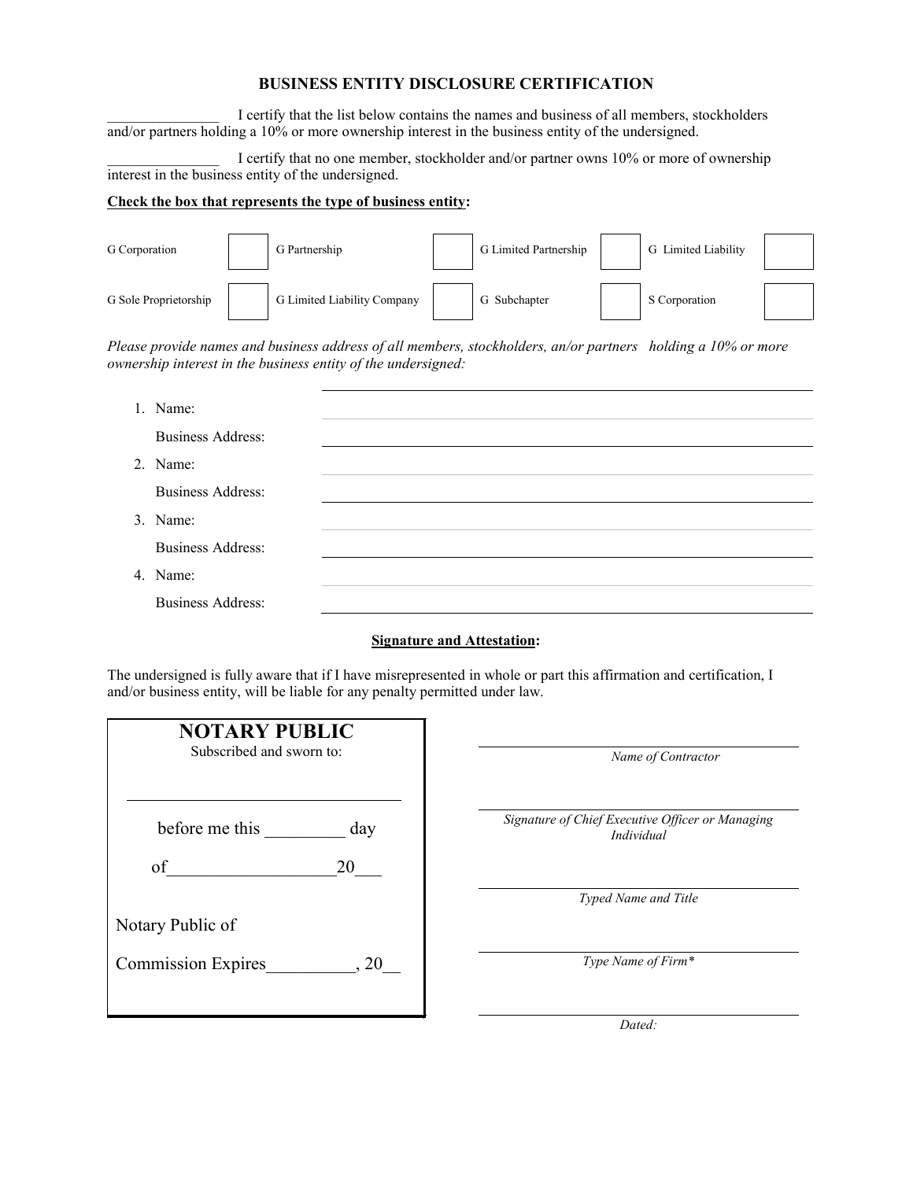## BUSINESS ENTITY DISCLOSURE CERTIFICATION

_______________ I certify that the list below contains the names and business of all members, stockholders and/or partners holding a 10% or more ownership interest in the business entity of the undersigned.

_______________ I certify that no one member, stockholder and/or partner owns 10% or more of ownership interest in the business entity of the undersigned.

**Check the box that represents the type of business entity:**

| | | | | | | | |
|---|---|---|---|---|---|---|---|
| G Corporation | ☐ | G Partnership | ☐ | G Limited Partnership | ☐ | G Limited Liability | ☐ |
| G Sole Proprietorship | ☐ | G Limited Liability Company | ☐ | G Subchapter | ☐ | S Corporation | ☐ |

*Please provide names and business address of all members, stockholders, an/or partners holding a 10% or more ownership interest in the business entity of the undersigned:*

1. Name: ______________________________

   Business Address: ______________________________

2. Name: ______________________________

   Business Address: ______________________________

3. Name: ______________________________

   Business Address: ______________________________

4. Name: ______________________________

   Business Address: ______________________________

**Signature and Attestation:**

The undersigned is fully aware that if I have misrepresented in whole or part this affirmation and certification, I and/or business entity, will be liable for any penalty permitted under law.

**NOTARY PUBLIC**

Subscribed and sworn to:

______________________________

before me this _________ day

of__________________20___

Notary Public of

Commission Expires__________, 20__

______________________________

*Name of Contractor*

______________________________

*Signature of Chief Executive Officer or Managing Individual*

______________________________

*Typed Name and Title*

______________________________

*Type Name of Firm**

______________________________

*Dated:*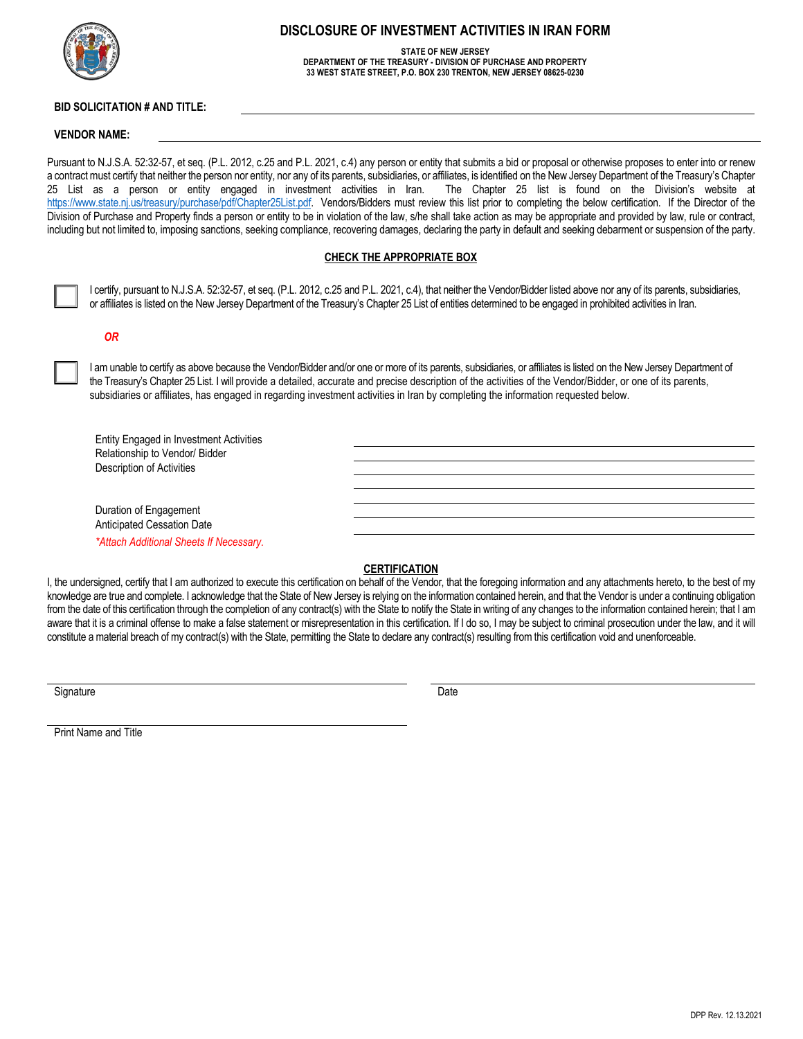# DISCLOSURE OF INVESTMENT ACTIVITIES IN IRAN FORM

**STATE OF NEW JERSEY**
**DEPARTMENT OF THE TREASURY - DIVISION OF PURCHASE AND PROPERTY**
**33 WEST STATE STREET, P.O. BOX 230 TRENTON, NEW JERSEY 08625-0230**

**BID SOLICITATION # AND TITLE:** ______________________________

**VENDOR NAME:** ______________________________

Pursuant to N.J.S.A. 52:32-57, et seq. (P.L. 2012, c.25 and P.L. 2021, c.4) any person or entity that submits a bid or proposal or otherwise proposes to enter into or renew a contract must certify that neither the person nor entity, nor any of its parents, subsidiaries, or affiliates, is identified on the New Jersey Department of the Treasury's Chapter 25 List as a person or entity engaged in investment activities in Iran. The Chapter 25 list is found on the Division's website at https://www.state.nj.us/treasury/purchase/pdf/Chapter25List.pdf. Vendors/Bidders must review this list prior to completing the below certification. If the Director of the Division of Purchase and Property finds a person or entity to be in violation of the law, s/he shall take action as may be appropriate and provided by law, rule or contract, including but not limited to, imposing sanctions, seeking compliance, recovering damages, declaring the party in default and seeking debarment or suspension of the party.

## CHECK THE APPROPRIATE BOX

☐ I certify, pursuant to N.J.S.A. 52:32-57, et seq. (P.L. 2012, c.25 and P.L. 2021, c.4), that neither the Vendor/Bidder listed above nor any of its parents, subsidiaries, or affiliates is listed on the New Jersey Department of the Treasury's Chapter 25 List of entities determined to be engaged in prohibited activities in Iran.

***OR***

☐ I am unable to certify as above because the Vendor/Bidder and/or one or more of its parents, subsidiaries, or affiliates is listed on the New Jersey Department of the Treasury's Chapter 25 List. I will provide a detailed, accurate and precise description of the activities of the Vendor/Bidder, or one of its parents, subsidiaries or affiliates, has engaged in regarding investment activities in Iran by completing the information requested below.

Entity Engaged in Investment Activities ______________________________
Relationship to Vendor/ Bidder ______________________________
Description of Activities ______________________________
______________________________
______________________________
Duration of Engagement ______________________________
Anticipated Cessation Date ______________________________

*\*Attach Additional Sheets If Necessary.*

## CERTIFICATION

I, the undersigned, certify that I am authorized to execute this certification on behalf of the Vendor, that the foregoing information and any attachments hereto, to the best of my knowledge are true and complete. I acknowledge that the State of New Jersey is relying on the information contained herein, and that the Vendor is under a continuing obligation from the date of this certification through the completion of any contract(s) with the State to notify the State in writing of any changes to the information contained herein; that I am aware that it is a criminal offense to make a false statement or misrepresentation in this certification. If I do so, I may be subject to criminal prosecution under the law, and it will constitute a material breach of my contract(s) with the State, permitting the State to declare any contract(s) resulting from this certification void and unenforceable.

______________________________ ______________________________
Signature Date

______________________________
Print Name and Title

DPP Rev. 12.13.2021